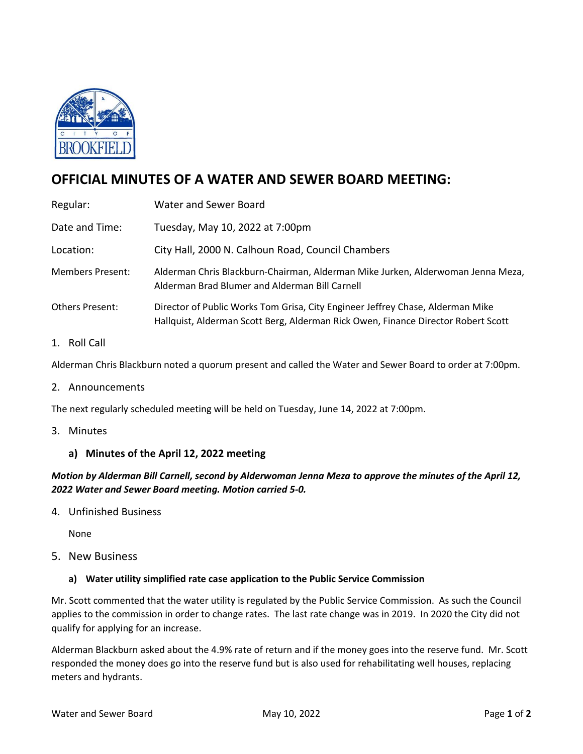# OFFICIAL MINUTES OF A WATER AND SEWER BOARD MEETING:

| | |
|---|---|
| Regular: | Water and Sewer Board |
| Date and Time: | Tuesday, May 10, 2022 at 7:00pm |
| Location: | City Hall, 2000 N. Calhoun Road, Council Chambers |
| Members Present: | Alderman Chris Blackburn-Chairman, Alderman Mike Jurken, Alderwoman Jenna Meza, Alderman Brad Blumer and Alderman Bill Carnell |
| Others Present: | Director of Public Works Tom Grisa, City Engineer Jeffrey Chase, Alderman Mike Hallquist, Alderman Scott Berg, Alderman Rick Owen, Finance Director Robert Scott |

1. Roll Call

Alderman Chris Blackburn noted a quorum present and called the Water and Sewer Board to order at 7:00pm.

2. Announcements

The next regularly scheduled meeting will be held on Tuesday, June 14, 2022 at 7:00pm.

3. Minutes

   **a) Minutes of the April 12, 2022 meeting**

***Motion by Alderman Bill Carnell, second by Alderwoman Jenna Meza to approve the minutes of the April 12, 2022 Water and Sewer Board meeting. Motion carried 5-0.***

4. Unfinished Business

   None

5. New Business

   **a) Water utility simplified rate case application to the Public Service Commission**

Mr. Scott commented that the water utility is regulated by the Public Service Commission. As such the Council applies to the commission in order to change rates. The last rate change was in 2019. In 2020 the City did not qualify for applying for an increase.

Alderman Blackburn asked about the 4.9% rate of return and if the money goes into the reserve fund. Mr. Scott responded the money does go into the reserve fund but is also used for rehabilitating well houses, replacing meters and hydrants.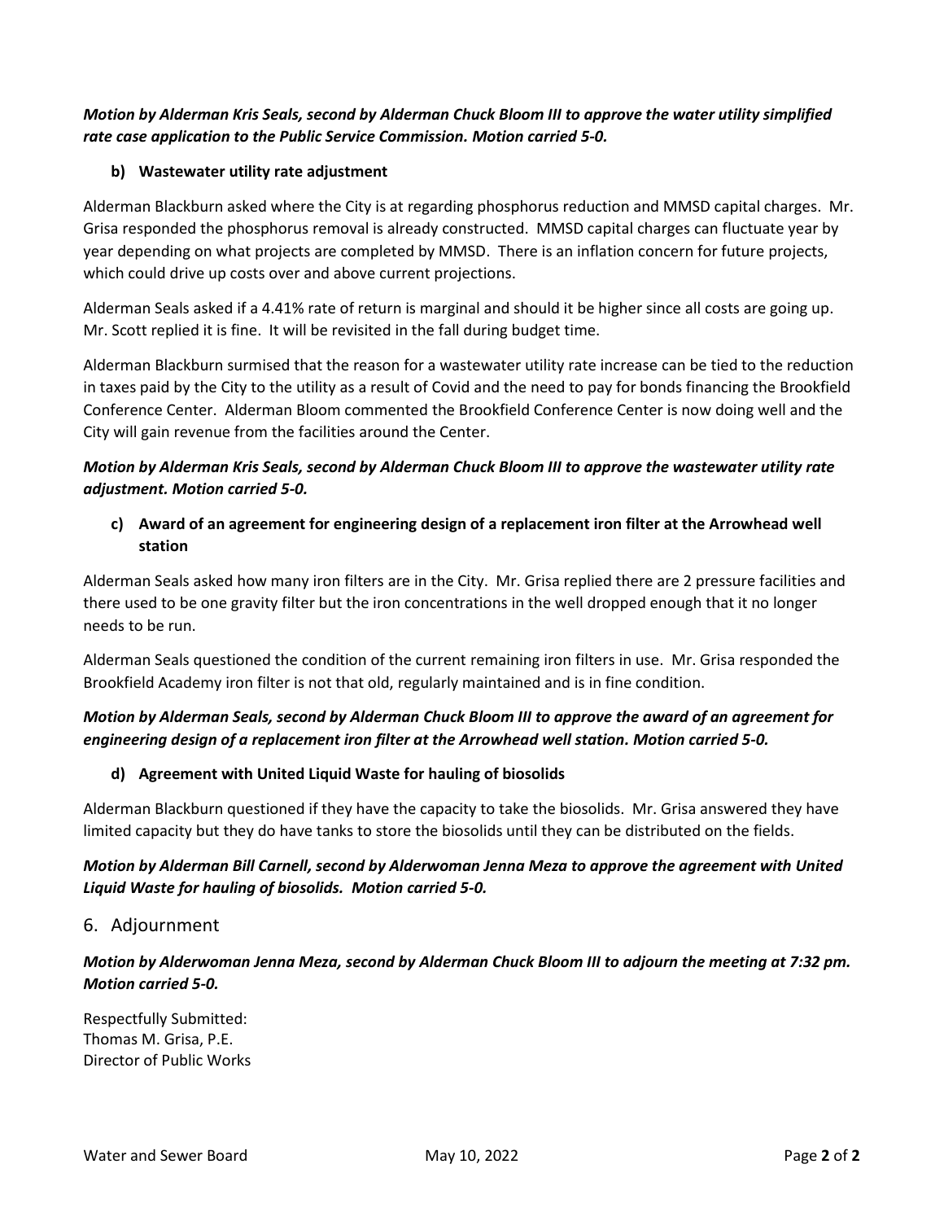***Motion by Alderman Kris Seals, second by Alderman Chuck Bloom III to approve the water utility simplified rate case application to the Public Service Commission. Motion carried 5-0.***

**b) Wastewater utility rate adjustment**

Alderman Blackburn asked where the City is at regarding phosphorus reduction and MMSD capital charges. Mr. Grisa responded the phosphorus removal is already constructed. MMSD capital charges can fluctuate year by year depending on what projects are completed by MMSD. There is an inflation concern for future projects, which could drive up costs over and above current projections.

Alderman Seals asked if a 4.41% rate of return is marginal and should it be higher since all costs are going up. Mr. Scott replied it is fine. It will be revisited in the fall during budget time.

Alderman Blackburn surmised that the reason for a wastewater utility rate increase can be tied to the reduction in taxes paid by the City to the utility as a result of Covid and the need to pay for bonds financing the Brookfield Conference Center. Alderman Bloom commented the Brookfield Conference Center is now doing well and the City will gain revenue from the facilities around the Center.

***Motion by Alderman Kris Seals, second by Alderman Chuck Bloom III to approve the wastewater utility rate adjustment. Motion carried 5-0.***

**c) Award of an agreement for engineering design of a replacement iron filter at the Arrowhead well station**

Alderman Seals asked how many iron filters are in the City. Mr. Grisa replied there are 2 pressure facilities and there used to be one gravity filter but the iron concentrations in the well dropped enough that it no longer needs to be run.

Alderman Seals questioned the condition of the current remaining iron filters in use. Mr. Grisa responded the Brookfield Academy iron filter is not that old, regularly maintained and is in fine condition.

***Motion by Alderman Seals, second by Alderman Chuck Bloom III to approve the award of an agreement for engineering design of a replacement iron filter at the Arrowhead well station. Motion carried 5-0.***

**d) Agreement with United Liquid Waste for hauling of biosolids**

Alderman Blackburn questioned if they have the capacity to take the biosolids. Mr. Grisa answered they have limited capacity but they do have tanks to store the biosolids until they can be distributed on the fields.

***Motion by Alderman Bill Carnell, second by Alderwoman Jenna Meza to approve the agreement with United Liquid Waste for hauling of biosolids. Motion carried 5-0.***

## 6. Adjournment

***Motion by Alderwoman Jenna Meza, second by Alderman Chuck Bloom III to adjourn the meeting at 7:32 pm. Motion carried 5-0.***

Respectfully Submitted:
Thomas M. Grisa, P.E.
Director of Public Works